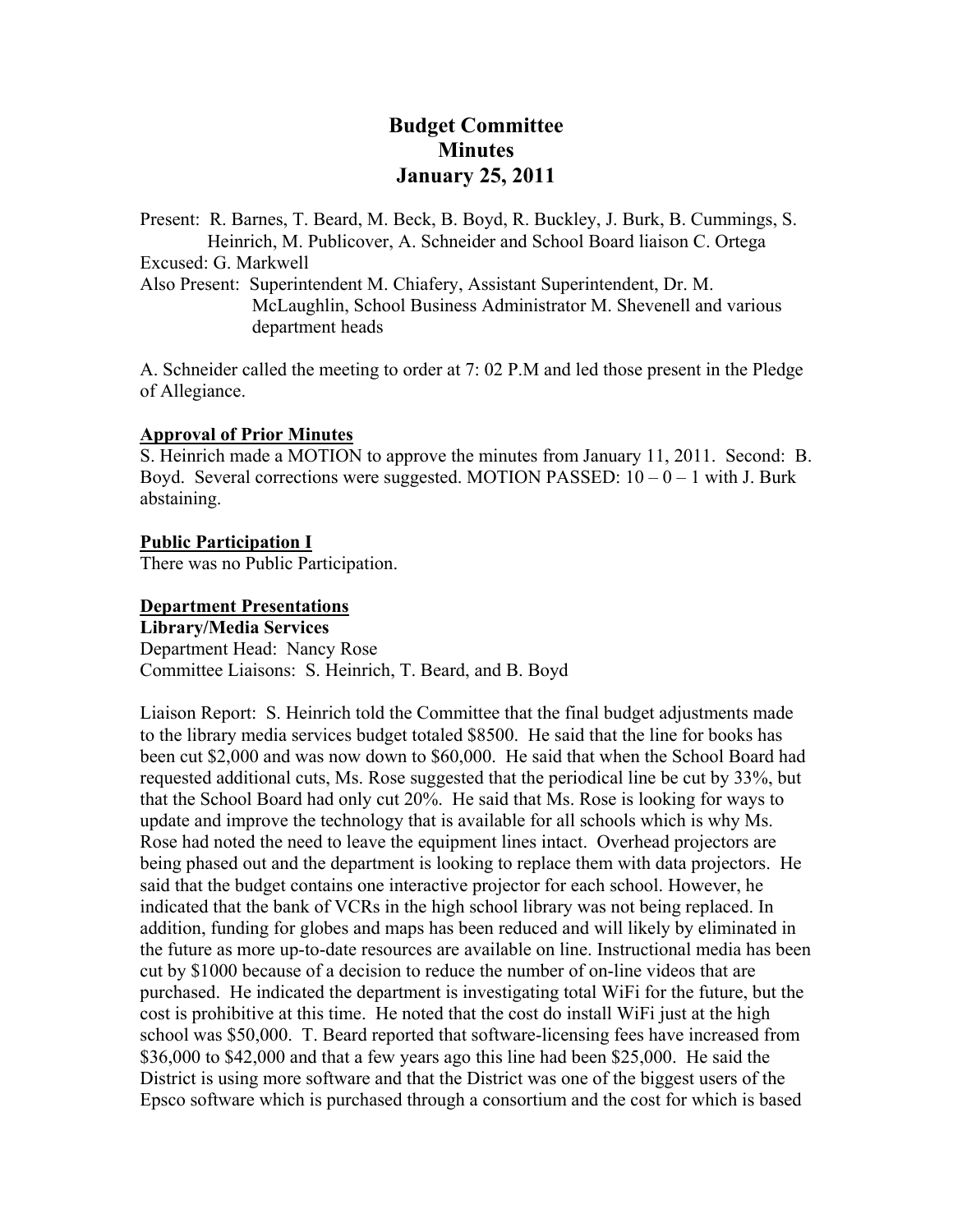# Budget Committee
# Minutes
# January 25, 2011

Present: R. Barnes, T. Beard, M. Beck, B. Boyd, R. Buckley, J. Burk, B. Cummings, S. Heinrich, M. Publicover, A. Schneider and School Board liaison C. Ortega
Excused: G. Markwell
Also Present: Superintendent M. Chiafery, Assistant Superintendent, Dr. M. McLaughlin, School Business Administrator M. Shevenell and various department heads

A. Schneider called the meeting to order at 7: 02 P.M and led those present in the Pledge of Allegiance.

**Approval of Prior Minutes**

S. Heinrich made a MOTION to approve the minutes from January 11, 2011. Second: B. Boyd. Several corrections were suggested. MOTION PASSED: 10 – 0 – 1 with J. Burk abstaining.

**Public Participation I**

There was no Public Participation.

**Department Presentations**

**Library/Media Services**

Department Head: Nancy Rose
Committee Liaisons: S. Heinrich, T. Beard, and B. Boyd

Liaison Report: S. Heinrich told the Committee that the final budget adjustments made to the library media services budget totaled $8500. He said that the line for books has been cut $2,000 and was now down to $60,000. He said that when the School Board had requested additional cuts, Ms. Rose suggested that the periodical line be cut by 33%, but that the School Board had only cut 20%. He said that Ms. Rose is looking for ways to update and improve the technology that is available for all schools which is why Ms. Rose had noted the need to leave the equipment lines intact. Overhead projectors are being phased out and the department is looking to replace them with data projectors. He said that the budget contains one interactive projector for each school. However, he indicated that the bank of VCRs in the high school library was not being replaced. In addition, funding for globes and maps has been reduced and will likely by eliminated in the future as more up-to-date resources are available on line. Instructional media has been cut by $1000 because of a decision to reduce the number of on-line videos that are purchased. He indicated the department is investigating total WiFi for the future, but the cost is prohibitive at this time. He noted that the cost do install WiFi just at the high school was $50,000. T. Beard reported that software-licensing fees have increased from $36,000 to $42,000 and that a few years ago this line had been $25,000. He said the District is using more software and that the District was one of the biggest users of the Epsco software which is purchased through a consortium and the cost for which is based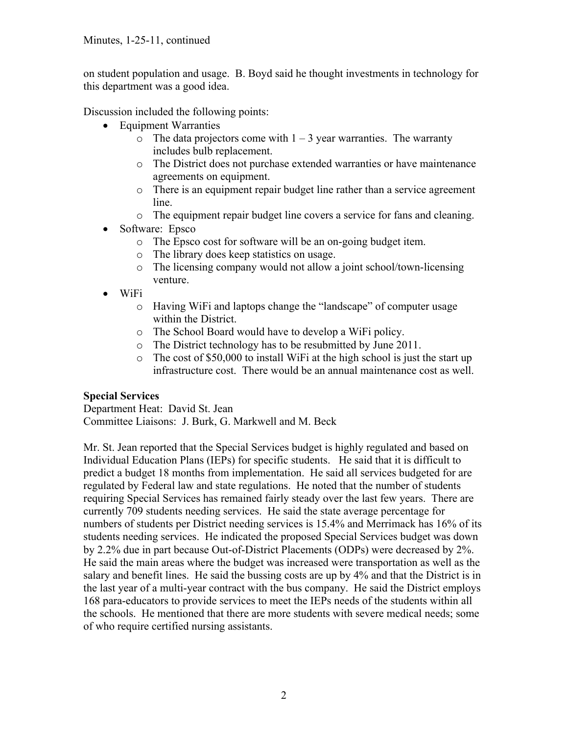on student population and usage. B. Boyd said he thought investments in technology for this department was a good idea.

Discussion included the following points:

- Equipment Warranties
  - The data projectors come with 1 – 3 year warranties. The warranty includes bulb replacement.
  - The District does not purchase extended warranties or have maintenance agreements on equipment.
  - There is an equipment repair budget line rather than a service agreement line.
  - The equipment repair budget line covers a service for fans and cleaning.
- Software: Epsco
  - The Epsco cost for software will be an on-going budget item.
  - The library does keep statistics on usage.
  - The licensing company would not allow a joint school/town-licensing venture.
- WiFi
  - Having WiFi and laptops change the "landscape" of computer usage within the District.
  - The School Board would have to develop a WiFi policy.
  - The District technology has to be resubmitted by June 2011.
  - The cost of $50,000 to install WiFi at the high school is just the start up infrastructure cost. There would be an annual maintenance cost as well.

**Special Services**

Department Heat: David St. Jean
Committee Liaisons: J. Burk, G. Markwell and M. Beck

Mr. St. Jean reported that the Special Services budget is highly regulated and based on Individual Education Plans (IEPs) for specific students. He said that it is difficult to predict a budget 18 months from implementation. He said all services budgeted for are regulated by Federal law and state regulations. He noted that the number of students requiring Special Services has remained fairly steady over the last few years. There are currently 709 students needing services. He said the state average percentage for numbers of students per District needing services is 15.4% and Merrimack has 16% of its students needing services. He indicated the proposed Special Services budget was down by 2.2% due in part because Out-of-District Placements (ODPs) were decreased by 2%. He said the main areas where the budget was increased were transportation as well as the salary and benefit lines. He said the bussing costs are up by 4% and that the District is in the last year of a multi-year contract with the bus company. He said the District employs 168 para-educators to provide services to meet the IEPs needs of the students within all the schools. He mentioned that there are more students with severe medical needs; some of who require certified nursing assistants.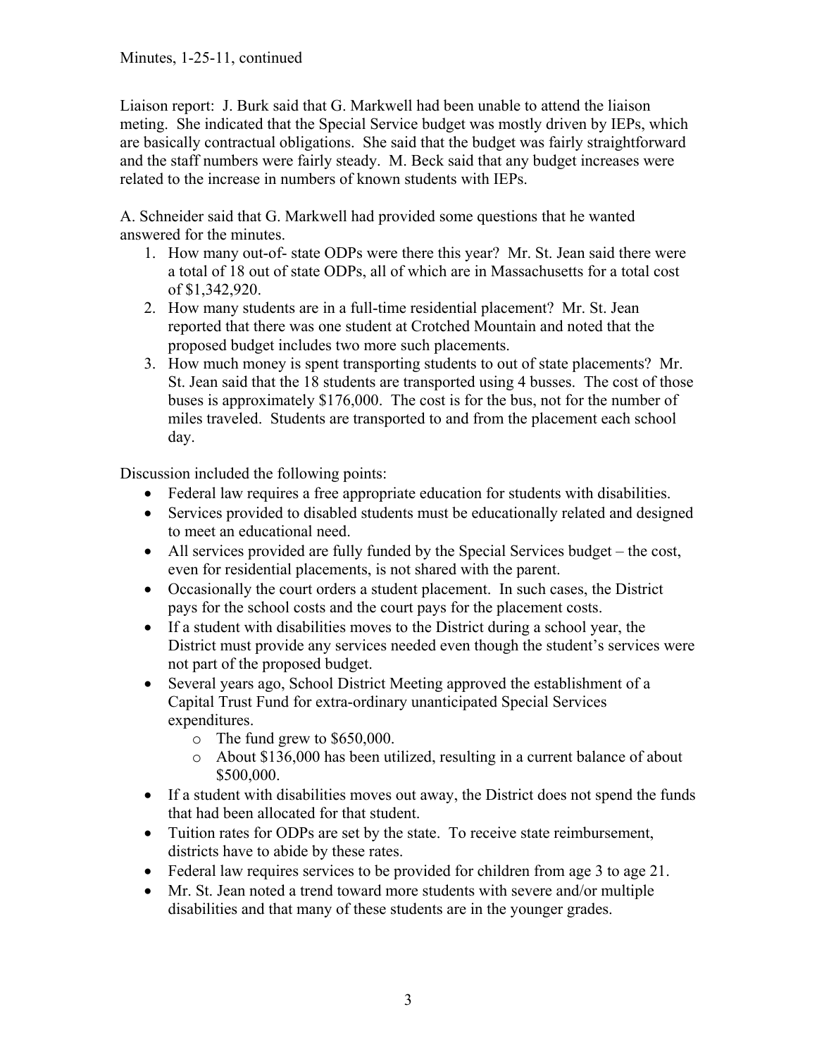Minutes, 1-25-11, continued

Liaison report: J. Burk said that G. Markwell had been unable to attend the liaison meting. She indicated that the Special Service budget was mostly driven by IEPs, which are basically contractual obligations. She said that the budget was fairly straightforward and the staff numbers were fairly steady. M. Beck said that any budget increases were related to the increase in numbers of known students with IEPs.

A. Schneider said that G. Markwell had provided some questions that he wanted answered for the minutes.

1. How many out-of- state ODPs were there this year? Mr. St. Jean said there were a total of 18 out of state ODPs, all of which are in Massachusetts for a total cost of $1,342,920.
2. How many students are in a full-time residential placement? Mr. St. Jean reported that there was one student at Crotched Mountain and noted that the proposed budget includes two more such placements.
3. How much money is spent transporting students to out of state placements? Mr. St. Jean said that the 18 students are transported using 4 busses. The cost of those buses is approximately $176,000. The cost is for the bus, not for the number of miles traveled. Students are transported to and from the placement each school day.

Discussion included the following points:

- Federal law requires a free appropriate education for students with disabilities.
- Services provided to disabled students must be educationally related and designed to meet an educational need.
- All services provided are fully funded by the Special Services budget – the cost, even for residential placements, is not shared with the parent.
- Occasionally the court orders a student placement. In such cases, the District pays for the school costs and the court pays for the placement costs.
- If a student with disabilities moves to the District during a school year, the District must provide any services needed even though the student's services were not part of the proposed budget.
- Several years ago, School District Meeting approved the establishment of a Capital Trust Fund for extra-ordinary unanticipated Special Services expenditures.
  - The fund grew to $650,000.
  - About $136,000 has been utilized, resulting in a current balance of about $500,000.
- If a student with disabilities moves out away, the District does not spend the funds that had been allocated for that student.
- Tuition rates for ODPs are set by the state. To receive state reimbursement, districts have to abide by these rates.
- Federal law requires services to be provided for children from age 3 to age 21.
- Mr. St. Jean noted a trend toward more students with severe and/or multiple disabilities and that many of these students are in the younger grades.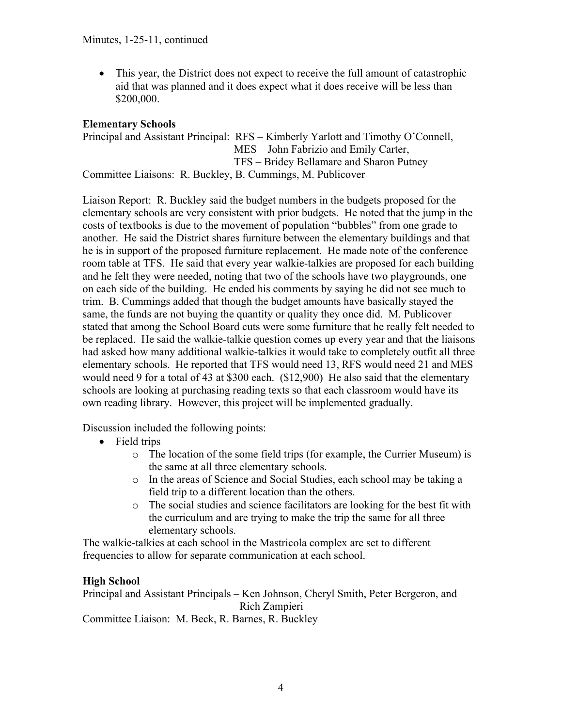- This year, the District does not expect to receive the full amount of catastrophic aid that was planned and it does expect what it does receive will be less than $200,000.

**Elementary Schools**

Principal and Assistant Principal: RFS – Kimberly Yarlott and Timothy O'Connell,
MES – John Fabrizio and Emily Carter,
TFS – Bridey Bellamare and Sharon Putney

Committee Liaisons: R. Buckley, B. Cummings, M. Publicover

Liaison Report: R. Buckley said the budget numbers in the budgets proposed for the elementary schools are very consistent with prior budgets. He noted that the jump in the costs of textbooks is due to the movement of population "bubbles" from one grade to another. He said the District shares furniture between the elementary buildings and that he is in support of the proposed furniture replacement. He made note of the conference room table at TFS. He said that every year walkie-talkies are proposed for each building and he felt they were needed, noting that two of the schools have two playgrounds, one on each side of the building. He ended his comments by saying he did not see much to trim. B. Cummings added that though the budget amounts have basically stayed the same, the funds are not buying the quantity or quality they once did. M. Publicover stated that among the School Board cuts were some furniture that he really felt needed to be replaced. He said the walkie-talkie question comes up every year and that the liaisons had asked how many additional walkie-talkies it would take to completely outfit all three elementary schools. He reported that TFS would need 13, RFS would need 21 and MES would need 9 for a total of 43 at $300 each. ($12,900) He also said that the elementary schools are looking at purchasing reading texts so that each classroom would have its own reading library. However, this project will be implemented gradually.

Discussion included the following points:

- Field trips
  - The location of the some field trips (for example, the Currier Museum) is the same at all three elementary schools.
  - In the areas of Science and Social Studies, each school may be taking a field trip to a different location than the others.
  - The social studies and science facilitators are looking for the best fit with the curriculum and are trying to make the trip the same for all three elementary schools.

The walkie-talkies at each school in the Mastricola complex are set to different frequencies to allow for separate communication at each school.

**High School**

Principal and Assistant Principals – Ken Johnson, Cheryl Smith, Peter Bergeron, and Rich Zampieri

Committee Liaison: M. Beck, R. Barnes, R. Buckley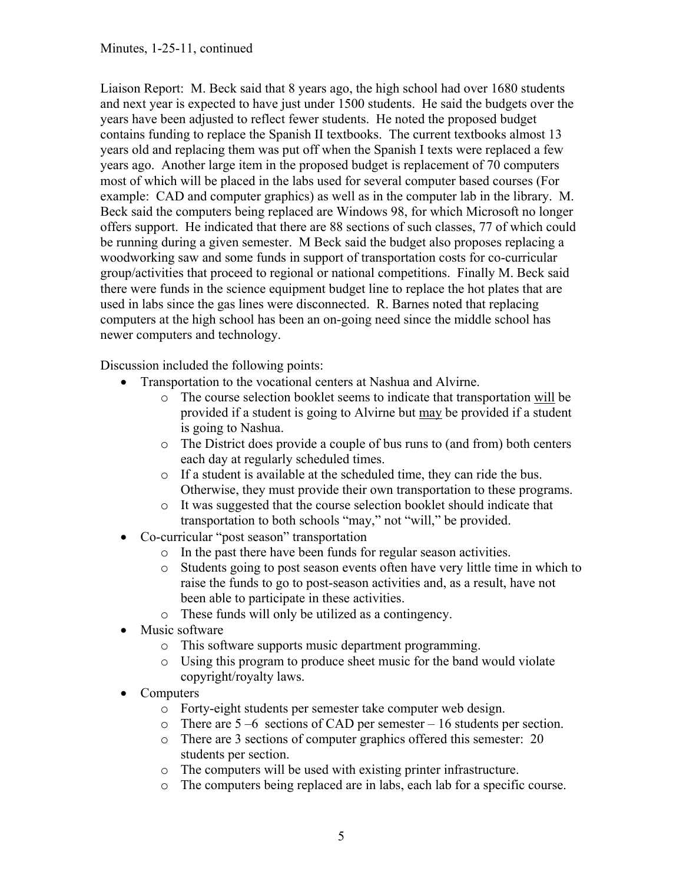Minutes, 1-25-11, continued

Liaison Report: M. Beck said that 8 years ago, the high school had over 1680 students and next year is expected to have just under 1500 students. He said the budgets over the years have been adjusted to reflect fewer students. He noted the proposed budget contains funding to replace the Spanish II textbooks. The current textbooks almost 13 years old and replacing them was put off when the Spanish I texts were replaced a few years ago. Another large item in the proposed budget is replacement of 70 computers most of which will be placed in the labs used for several computer based courses (For example: CAD and computer graphics) as well as in the computer lab in the library. M. Beck said the computers being replaced are Windows 98, for which Microsoft no longer offers support. He indicated that there are 88 sections of such classes, 77 of which could be running during a given semester. M Beck said the budget also proposes replacing a woodworking saw and some funds in support of transportation costs for co-curricular group/activities that proceed to regional or national competitions. Finally M. Beck said there were funds in the science equipment budget line to replace the hot plates that are used in labs since the gas lines were disconnected. R. Barnes noted that replacing computers at the high school has been an on-going need since the middle school has newer computers and technology.

Discussion included the following points:

- Transportation to the vocational centers at Nashua and Alvirne.
  - The course selection booklet seems to indicate that transportation <u>will</u> be provided if a student is going to Alvirne but <u>may</u> be provided if a student is going to Nashua.
  - The District does provide a couple of bus runs to (and from) both centers each day at regularly scheduled times.
  - If a student is available at the scheduled time, they can ride the bus. Otherwise, they must provide their own transportation to these programs.
  - It was suggested that the course selection booklet should indicate that transportation to both schools "may," not "will," be provided.
- Co-curricular "post season" transportation
  - In the past there have been funds for regular season activities.
  - Students going to post season events often have very little time in which to raise the funds to go to post-season activities and, as a result, have not been able to participate in these activities.
  - These funds will only be utilized as a contingency.
- Music software
  - This software supports music department programming.
  - Using this program to produce sheet music for the band would violate copyright/royalty laws.
- Computers
  - Forty-eight students per semester take computer web design.
  - There are 5 –6 sections of CAD per semester – 16 students per section.
  - There are 3 sections of computer graphics offered this semester: 20 students per section.
  - The computers will be used with existing printer infrastructure.
  - The computers being replaced are in labs, each lab for a specific course.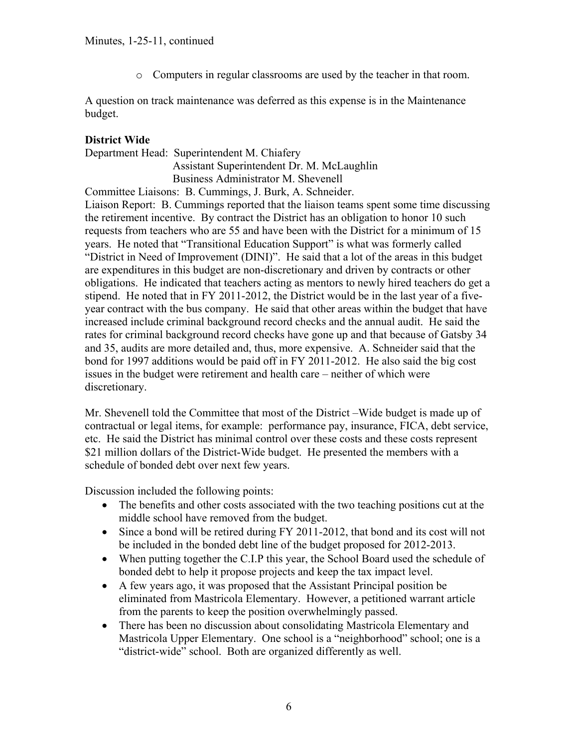- Computers in regular classrooms are used by the teacher in that room.

A question on track maintenance was deferred as this expense is in the Maintenance budget.

**District Wide**

Department Head: Superintendent M. Chiafery
Assistant Superintendent Dr. M. McLaughlin
Business Administrator M. Shevenell

Committee Liaisons: B. Cummings, J. Burk, A. Schneider.

Liaison Report: B. Cummings reported that the liaison teams spent some time discussing the retirement incentive. By contract the District has an obligation to honor 10 such requests from teachers who are 55 and have been with the District for a minimum of 15 years. He noted that "Transitional Education Support" is what was formerly called "District in Need of Improvement (DINI)". He said that a lot of the areas in this budget are expenditures in this budget are non-discretionary and driven by contracts or other obligations. He indicated that teachers acting as mentors to newly hired teachers do get a stipend. He noted that in FY 2011-2012, the District would be in the last year of a five-year contract with the bus company. He said that other areas within the budget that have increased include criminal background record checks and the annual audit. He said the rates for criminal background record checks have gone up and that because of Gatsby 34 and 35, audits are more detailed and, thus, more expensive. A. Schneider said that the bond for 1997 additions would be paid off in FY 2011-2012. He also said the big cost issues in the budget were retirement and health care – neither of which were discretionary.

Mr. Shevenell told the Committee that most of the District –Wide budget is made up of contractual or legal items, for example: performance pay, insurance, FICA, debt service, etc. He said the District has minimal control over these costs and these costs represent $21 million dollars of the District-Wide budget. He presented the members with a schedule of bonded debt over next few years.

Discussion included the following points:

- The benefits and other costs associated with the two teaching positions cut at the middle school have removed from the budget.
- Since a bond will be retired during FY 2011-2012, that bond and its cost will not be included in the bonded debt line of the budget proposed for 2012-2013.
- When putting together the C.I.P this year, the School Board used the schedule of bonded debt to help it propose projects and keep the tax impact level.
- A few years ago, it was proposed that the Assistant Principal position be eliminated from Mastricola Elementary. However, a petitioned warrant article from the parents to keep the position overwhelmingly passed.
- There has been no discussion about consolidating Mastricola Elementary and Mastricola Upper Elementary. One school is a "neighborhood" school; one is a "district-wide" school. Both are organized differently as well.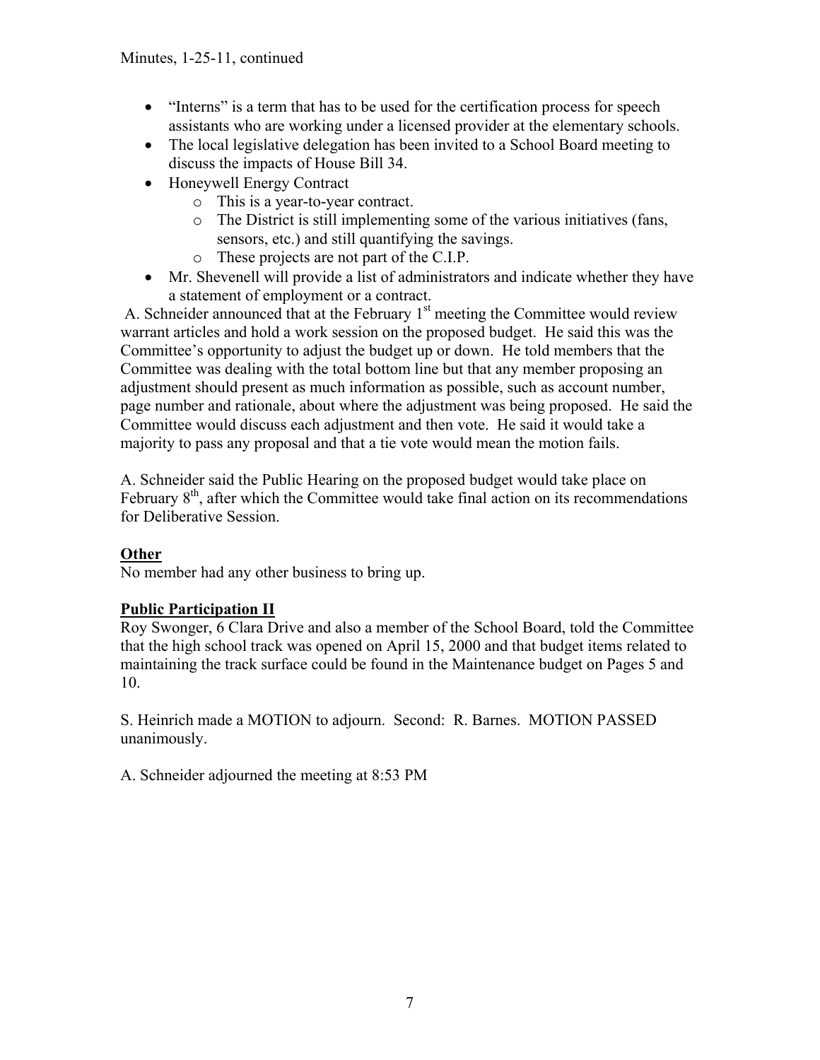- "Interns" is a term that has to be used for the certification process for speech assistants who are working under a licensed provider at the elementary schools.
- The local legislative delegation has been invited to a School Board meeting to discuss the impacts of House Bill 34.
- Honeywell Energy Contract
  - This is a year-to-year contract.
  - The District is still implementing some of the various initiatives (fans, sensors, etc.) and still quantifying the savings.
  - These projects are not part of the C.I.P.
- Mr. Shevenell will provide a list of administrators and indicate whether they have a statement of employment or a contract.

A. Schneider announced that at the February 1st meeting the Committee would review warrant articles and hold a work session on the proposed budget. He said this was the Committee's opportunity to adjust the budget up or down. He told members that the Committee was dealing with the total bottom line but that any member proposing an adjustment should present as much information as possible, such as account number, page number and rationale, about where the adjustment was being proposed. He said the Committee would discuss each adjustment and then vote. He said it would take a majority to pass any proposal and that a tie vote would mean the motion fails.

A. Schneider said the Public Hearing on the proposed budget would take place on February 8th, after which the Committee would take final action on its recommendations for Deliberative Session.

**Other**

No member had any other business to bring up.

**Public Participation II**

Roy Swonger, 6 Clara Drive and also a member of the School Board, told the Committee that the high school track was opened on April 15, 2000 and that budget items related to maintaining the track surface could be found in the Maintenance budget on Pages 5 and 10.

S. Heinrich made a MOTION to adjourn. Second: R. Barnes. MOTION PASSED unanimously.

A. Schneider adjourned the meeting at 8:53 PM